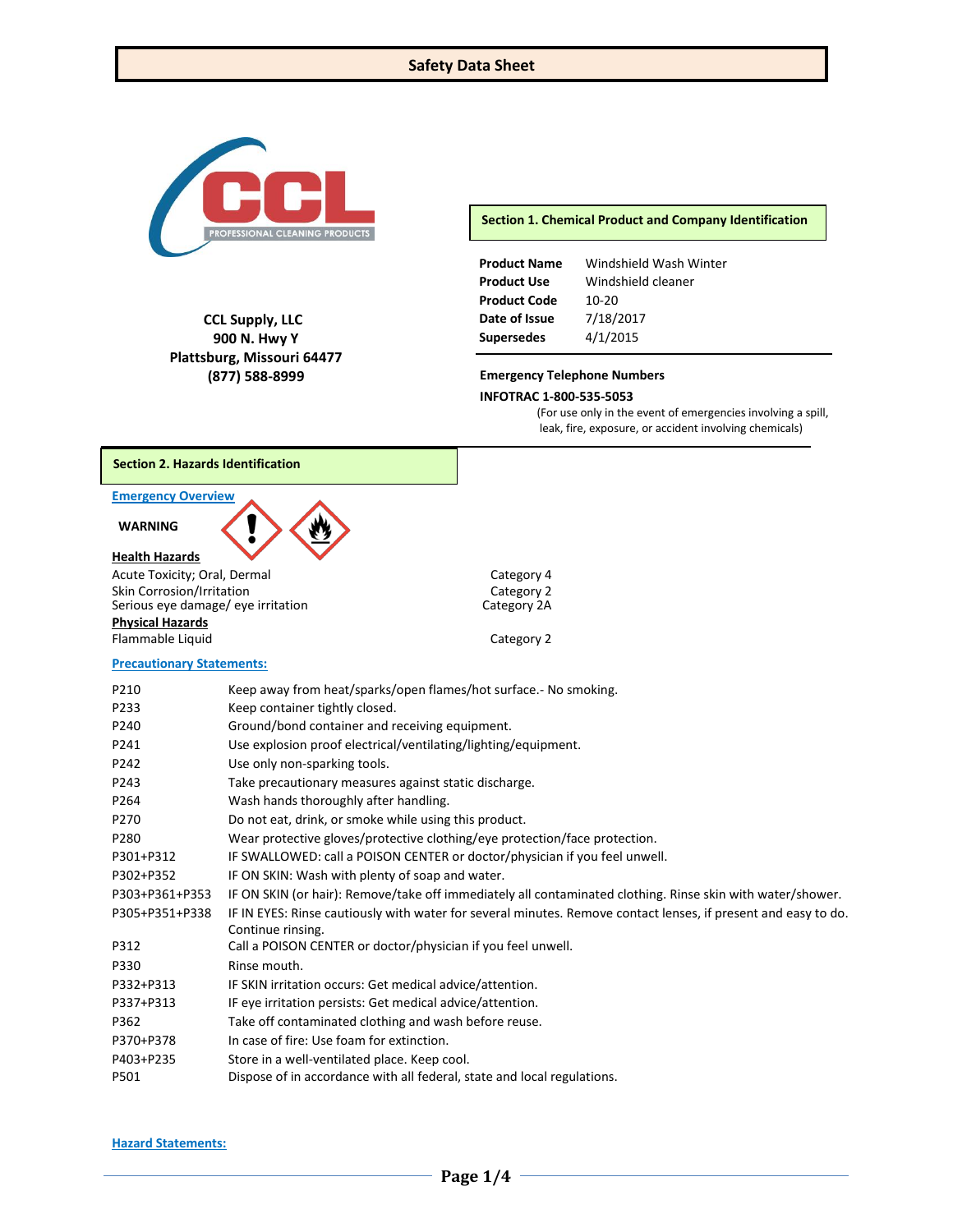# Safety Data Sheet

CCL Supply, LLC
900 N. Hwy Y
Plattsburg, Missouri 64477
(877) 588-8999

## Section 1. Chemical Product and Company Identification

| | |
|---|---|
| **Product Name** | Windshield Wash Winter |
| **Product Use** | Windshield cleaner |
| **Product Code** | 10-20 |
| **Date of Issue** | 7/18/2017 |
| **Supersedes** | 4/1/2015 |

**Emergency Telephone Numbers**

**INFOTRAC 1-800-535-5053**

(For use only in the event of emergencies involving a spill, leak, fire, exposure, or accident involving chemicals)

## Section 2. Hazards Identification

**Emergency Overview**

**WARNING**

**Health Hazards**

| | |
|---|---|
| Acute Toxicity; Oral, Dermal | Category 4 |
| Skin Corrosion/Irritation | Category 2 |
| Serious eye damage/ eye irritation | Category 2A |

**Physical Hazards**

| | |
|---|---|
| Flammable Liquid | Category 2 |

**Precautionary Statements:**

| | |
|---|---|
| P210 | Keep away from heat/sparks/open flames/hot surface.- No smoking. |
| P233 | Keep container tightly closed. |
| P240 | Ground/bond container and receiving equipment. |
| P241 | Use explosion proof electrical/ventilating/lighting/equipment. |
| P242 | Use only non-sparking tools. |
| P243 | Take precautionary measures against static discharge. |
| P264 | Wash hands thoroughly after handling. |
| P270 | Do not eat, drink, or smoke while using this product. |
| P280 | Wear protective gloves/protective clothing/eye protection/face protection. |
| P301+P312 | IF SWALLOWED: call a POISON CENTER or doctor/physician if you feel unwell. |
| P302+P352 | IF ON SKIN: Wash with plenty of soap and water. |
| P303+P361+P353 | IF ON SKIN (or hair): Remove/take off immediately all contaminated clothing. Rinse skin with water/shower. |
| P305+P351+P338 | IF IN EYES: Rinse cautiously with water for several minutes. Remove contact lenses, if present and easy to do. Continue rinsing. |
| P312 | Call a POISON CENTER or doctor/physician if you feel unwell. |
| P330 | Rinse mouth. |
| P332+P313 | IF SKIN irritation occurs: Get medical advice/attention. |
| P337+P313 | IF eye irritation persists: Get medical advice/attention. |
| P362 | Take off contaminated clothing and wash before reuse. |
| P370+P378 | In case of fire: Use foam for extinction. |
| P403+P235 | Store in a well-ventilated place. Keep cool. |
| P501 | Dispose of in accordance with all federal, state and local regulations. |

**Hazard Statements:**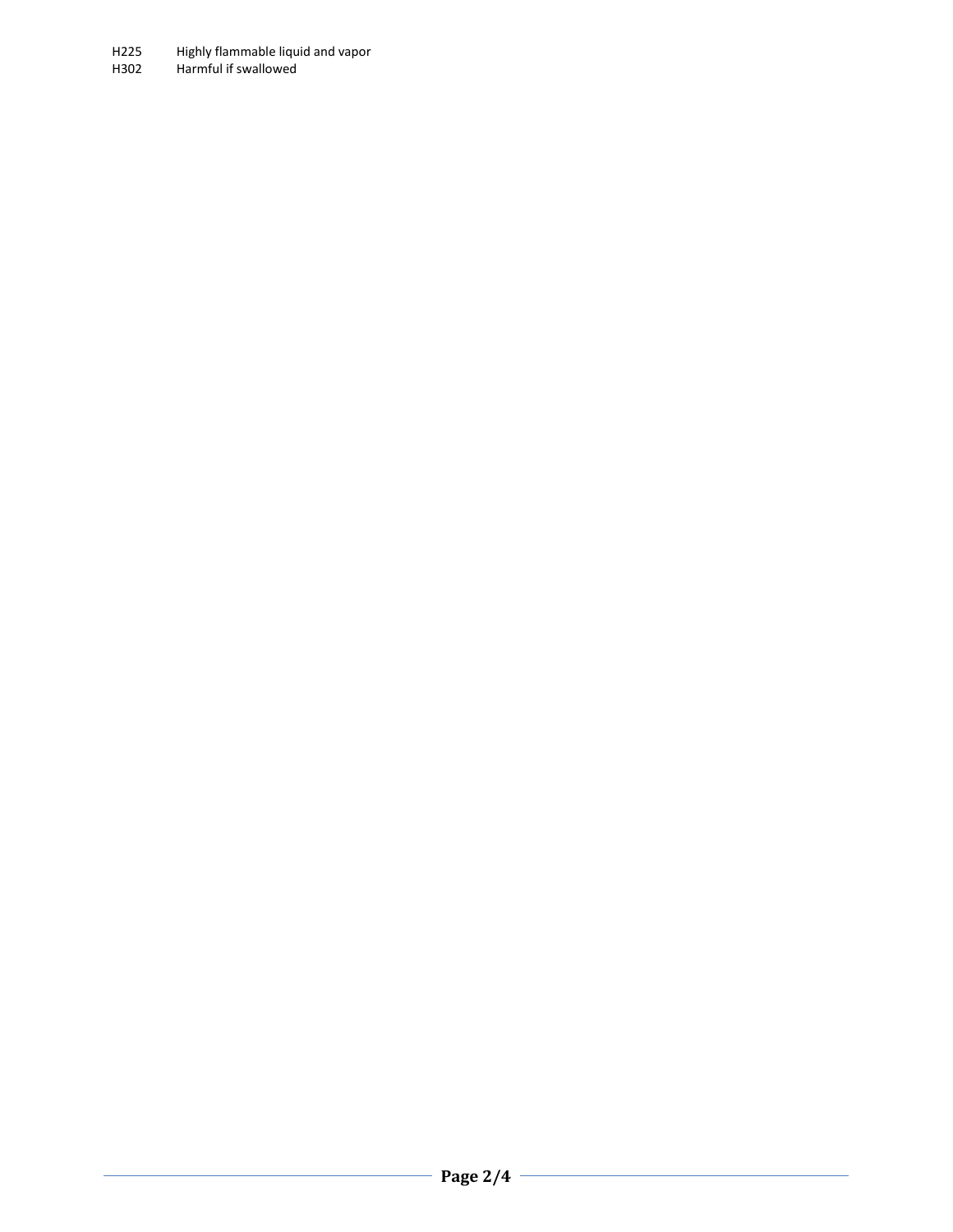| | |
|---|---|
| H225 | Highly flammable liquid and vapor |
| H302 | Harmful if swallowed |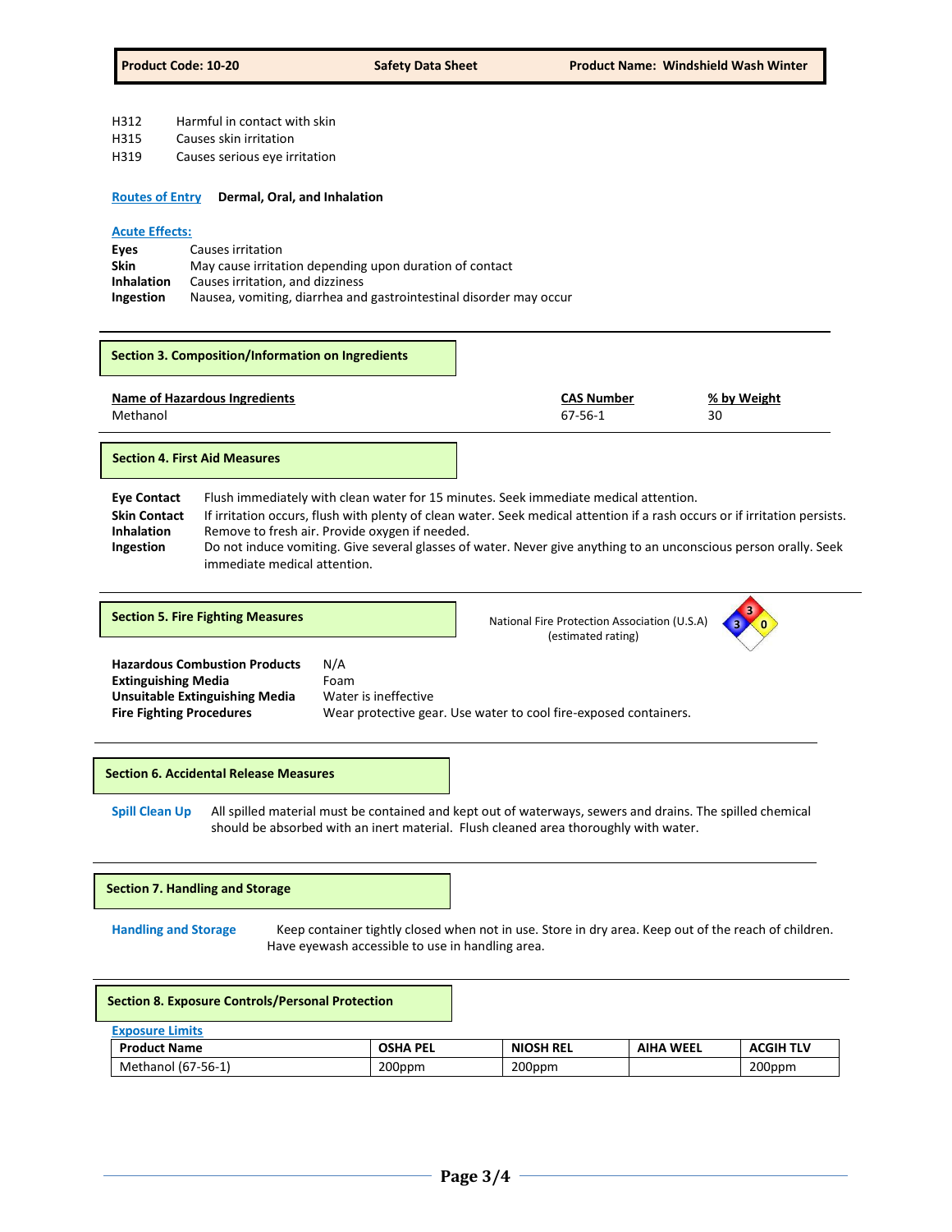H312 Harmful in contact with skin
H315 Causes skin irritation
H319 Causes serious eye irritation

**Routes of Entry** **Dermal, Oral, and Inhalation**

**Acute Effects:**

**Eyes** Causes irritation
**Skin** May cause irritation depending upon duration of contact
**Inhalation** Causes irritation, and dizziness
**Ingestion** Nausea, vomiting, diarrhea and gastrointestinal disorder may occur

## Section 3. Composition/Information on Ingredients

| Name of Hazardous Ingredients | CAS Number | % by Weight |
|---|---|---|
| Methanol | 67-56-1 | 30 |

## Section 4. First Aid Measures

**Eye Contact** Flush immediately with clean water for 15 minutes. Seek immediate medical attention.
**Skin Contact** If irritation occurs, flush with plenty of clean water. Seek medical attention if a rash occurs or if irritation persists.
**Inhalation** Remove to fresh air. Provide oxygen if needed.
**Ingestion** Do not induce vomiting. Give several glasses of water. Never give anything to an unconscious person orally. Seek immediate medical attention.

## Section 5. Fire Fighting Measures

National Fire Protection Association (U.S.A) (estimated rating)

Health: 3, Flammability: 3, Instability: 0

**Hazardous Combustion Products** N/A
**Extinguishing Media** Foam
**Unsuitable Extinguishing Media** Water is ineffective
**Fire Fighting Procedures** Wear protective gear. Use water to cool fire-exposed containers.

## Section 6. Accidental Release Measures

**Spill Clean Up** All spilled material must be contained and kept out of waterways, sewers and drains. The spilled chemical should be absorbed with an inert material. Flush cleaned area thoroughly with water.

## Section 7. Handling and Storage

**Handling and Storage** Keep container tightly closed when not in use. Store in dry area. Keep out of the reach of children. Have eyewash accessible to use in handling area.

## Section 8. Exposure Controls/Personal Protection

**Exposure Limits**

| Product Name | OSHA PEL | NIOSH REL | AIHA WEEL | ACGIH TLV |
|---|---|---|---|---|
| Methanol (67-56-1) | 200ppm | 200ppm | | 200ppm |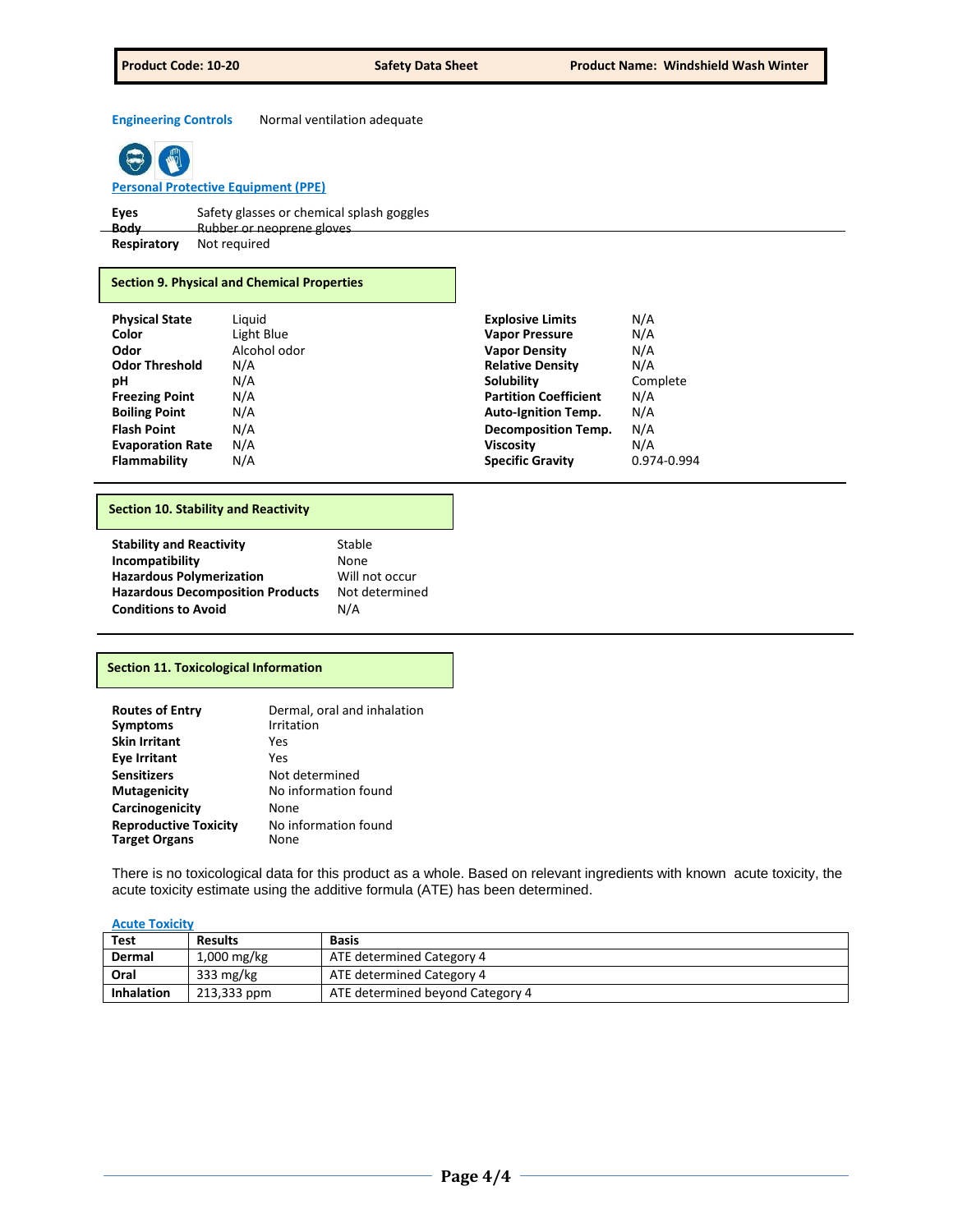**Engineering Controls** Normal ventilation adequate

**Personal Protective Equipment (PPE)**

| | |
|---|---|
| **Eyes** | Safety glasses or chemical splash goggles |
| **Body** | Rubber or neoprene gloves |
| **Respiratory** | Not required |

## Section 9. Physical and Chemical Properties

| | | | |
|---|---|---|---|
| **Physical State** | Liquid | **Explosive Limits** | N/A |
| **Color** | Light Blue | **Vapor Pressure** | N/A |
| **Odor** | Alcohol odor | **Vapor Density** | N/A |
| **Odor Threshold** | N/A | **Relative Density** | N/A |
| **pH** | N/A | **Solubility** | Complete |
| **Freezing Point** | N/A | **Partition Coefficient** | N/A |
| **Boiling Point** | N/A | **Auto-Ignition Temp.** | N/A |
| **Flash Point** | N/A | **Decomposition Temp.** | N/A |
| **Evaporation Rate** | N/A | **Viscosity** | N/A |
| **Flammability** | N/A | **Specific Gravity** | 0.974-0.994 |

## Section 10. Stability and Reactivity

| | |
|---|---|
| **Stability and Reactivity** | Stable |
| **Incompatibility** | None |
| **Hazardous Polymerization** | Will not occur |
| **Hazardous Decomposition Products** | Not determined |
| **Conditions to Avoid** | N/A |

## Section 11. Toxicological Information

| | |
|---|---|
| **Routes of Entry** | Dermal, oral and inhalation |
| **Symptoms** | Irritation |
| **Skin Irritant** | Yes |
| **Eye Irritant** | Yes |
| **Sensitizers** | Not determined |
| **Mutagenicity** | No information found |
| **Carcinogenicity** | None |
| **Reproductive Toxicity** | No information found |
| **Target Organs** | None |

There is no toxicological data for this product as a whole. Based on relevant ingredients with known acute toxicity, the acute toxicity estimate using the additive formula (ATE) has been determined.

**Acute Toxicity**

| Test | Results | Basis |
|---|---|---|
| **Dermal** | 1,000 mg/kg | ATE determined Category 4 |
| **Oral** | 333 mg/kg | ATE determined Category 4 |
| **Inhalation** | 213,333 ppm | ATE determined beyond Category 4 |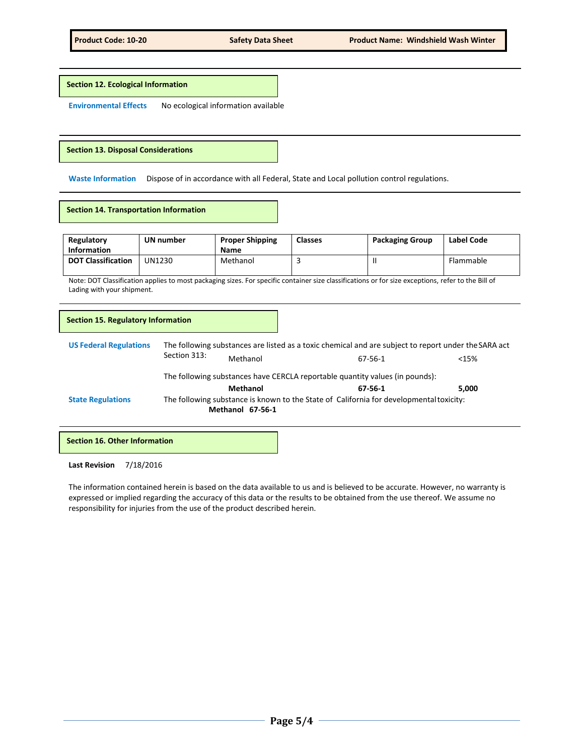## Section 12. Ecological Information

**Environmental Effects** No ecological information available

## Section 13. Disposal Considerations

**Waste Information** Dispose of in accordance with all Federal, State and Local pollution control regulations.

## Section 14. Transportation Information

| Regulatory Information | UN number | Proper Shipping Name | Classes | Packaging Group | Label Code |
|---|---|---|---|---|---|
| **DOT Classification** | UN1230 | Methanol | 3 | II | Flammable |

Note: DOT Classification applies to most packaging sizes. For specific container size classifications or for size exceptions, refer to the Bill of Lading with your shipment.

## Section 15. Regulatory Information

**US Federal Regulations** The following substances are listed as a toxic chemical and are subject to report under the SARA act Section 313:

| | | |
|---|---|---|
| Methanol | 67-56-1 | <15% |

The following substances have CERCLA reportable quantity values (in pounds):

| | | |
|---|---|---|
| **Methanol** | **67-56-1** | **5,000** |

**State Regulations** The following substance is known to the State of California for developmental toxicity:

**Methanol 67-56-1**

## Section 16. Other Information

**Last Revision** 7/18/2016

The information contained herein is based on the data available to us and is believed to be accurate. However, no warranty is expressed or implied regarding the accuracy of this data or the results to be obtained from the use thereof. We assume no responsibility for injuries from the use of the product described herein.